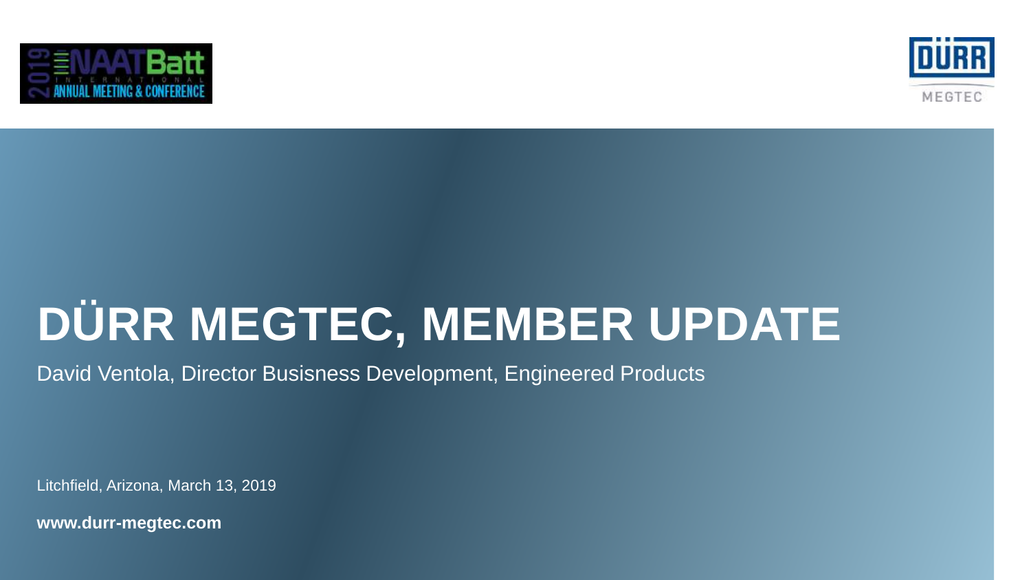# DÜRR MEGTEC, MEMBER UPDATE

David Ventola, Director Busisness Development, Engineered Products

Litchfield, Arizona, March 13, 2019

**www.durr-megtec.com**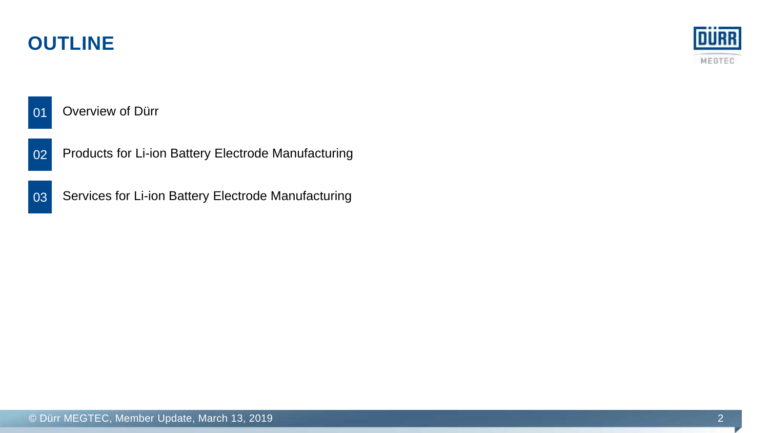# OUTLINE

01 Overview of Dürr

02 Products for Li-ion Battery Electrode Manufacturing

03 Services for Li-ion Battery Electrode Manufacturing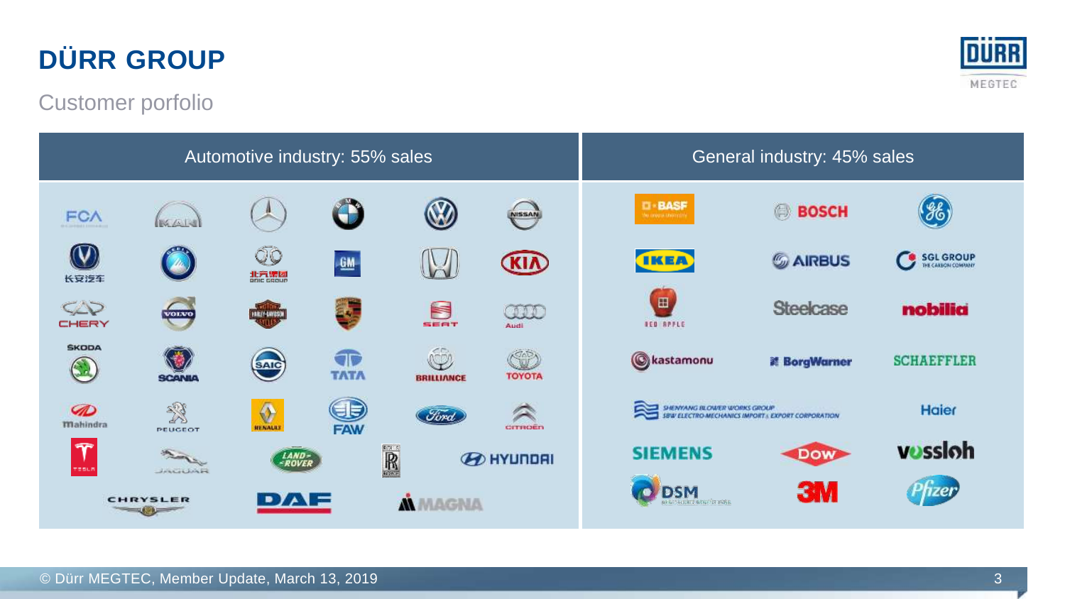# DÜRR GROUP

Customer porfolio

| Automotive industry: 55% sales | General industry: 45% sales |
|---|---|
| FCA, MAN, Mercedes-Benz, BMW, Volkswagen, Nissan, 长安汽车, Beijing Auto, 北汽集团 BAIC GROUP, GM, Honda, KIA, CHERY, VOLVO, Harley-Davidson, Porsche, SEAT, Audi, ŠKODA, SCANIA, SAIC, TATA, BRILLIANCE, TOYOTA, Mahindra, PEUGEOT, RENAULT, FAW, Ford, CITROËN, TESLA, JAGUAR, LAND-ROVER, Rolls-Royce, HYUNDAI, CHRYSLER, DAF, MAGNA | BASF, BOSCH, GE, IKEA, AIRBUS, SGL GROUP, RED APPLE, Steelcase, nobilia, kastamonu, BorgWarner, SCHAEFFLER, SHENYANG BLOWER WORKS GROUP SBW ELECTRO-MECHANICS IMPORT & EXPORT CORPORATION, Haier, SIEMENS, DOW, vossloh, DSM, 3M, Pfizer |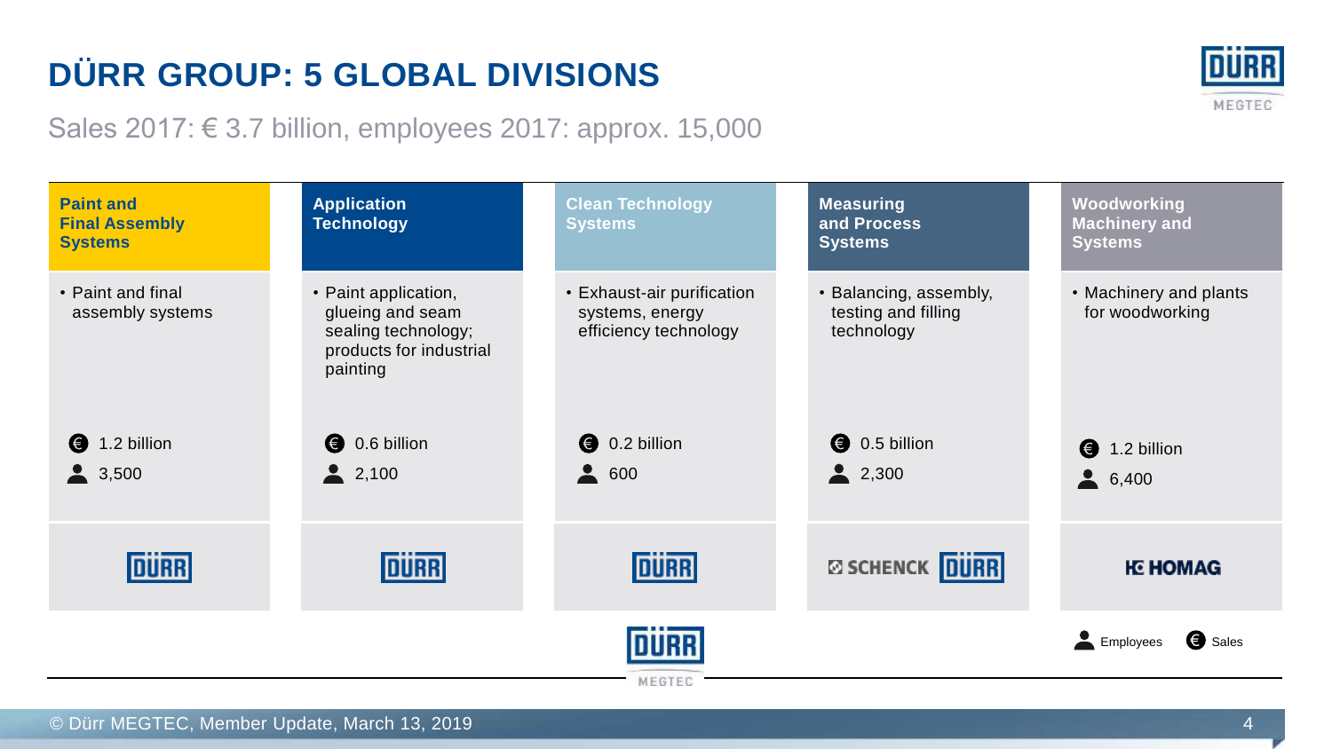# DÜRR GROUP: 5 GLOBAL DIVISIONS

Sales 2017: € 3.7 billion, employees 2017: approx. 15,000

| Paint and Final Assembly Systems | Application Technology | Clean Technology Systems | Measuring and Process Systems | Woodworking Machinery and Systems |
|---|---|---|---|---|
| • Paint and final assembly systems | • Paint application, glueing and seam sealing technology; products for industrial painting | • Exhaust-air purification systems, energy efficiency technology | • Balancing, assembly, testing and filling technology | • Machinery and plants for woodworking |
| € 1.2 billion | € 0.6 billion | € 0.2 billion | € 0.5 billion | € 1.2 billion |
| 3,500 | 2,100 | 600 | 2,300 | 6,400 |
| DÜRR | DÜRR | DÜRR | SCHENCK DÜRR | HOMAG |

Employees | € Sales

DÜRR MEGTEC

© Dürr MEGTEC, Member Update, March 13, 2019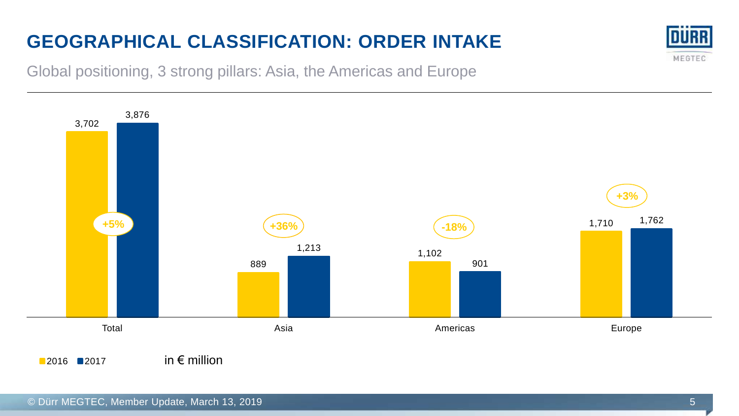# GEOGRAPHICAL CLASSIFICATION: ORDER INTAKE

Global positioning, 3 strong pillars: Asia, the Americas and Europe

| | 2016 | 2017 | Change |
|---|---|---|---|
| Total | 3,702 | 3,876 | +5% |
| Asia | 889 | 1,213 | +36% |
| Americas | 1,102 | 901 | -18% |
| Europe | 1,710 | 1,762 | +3% |

in € million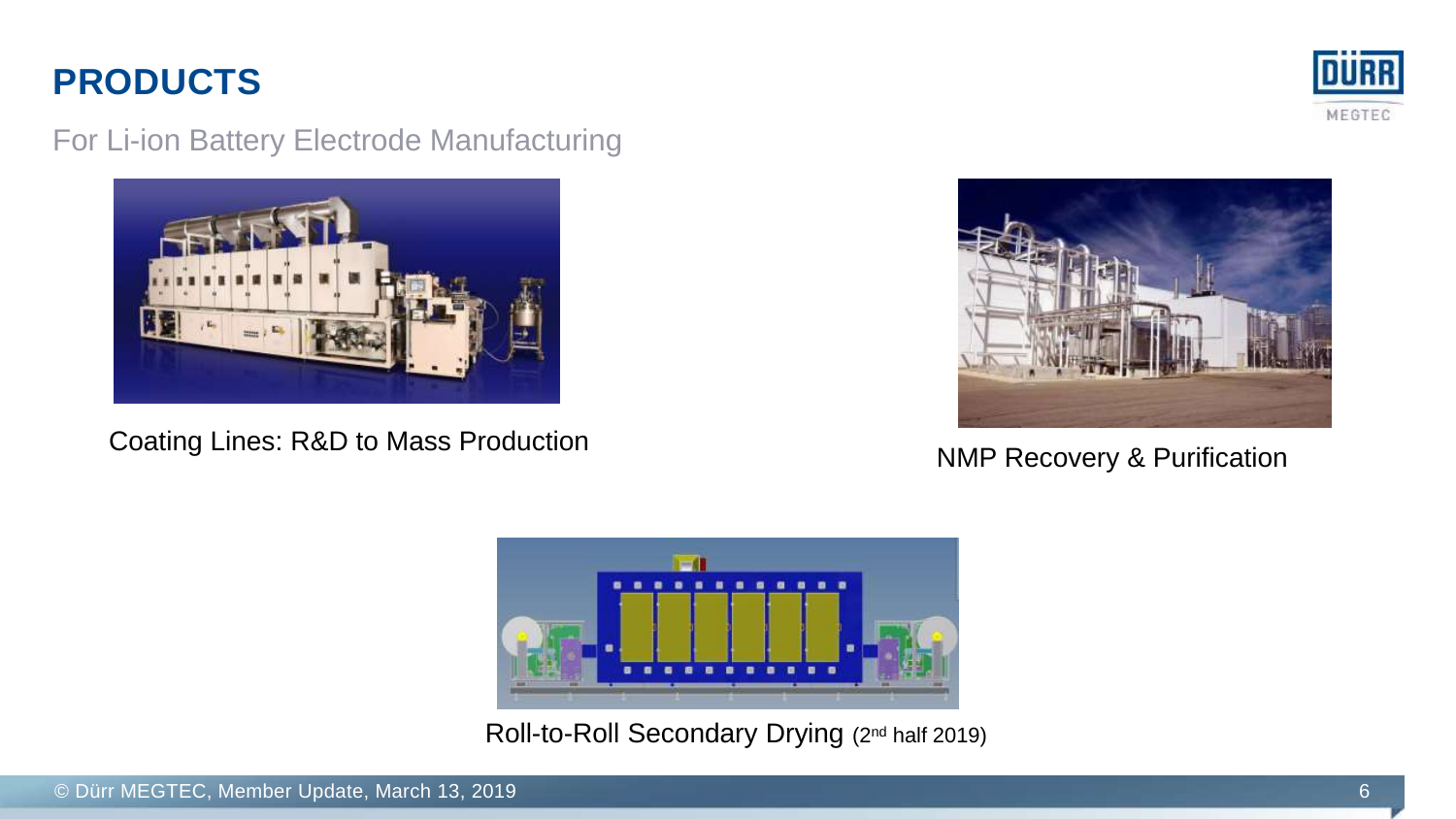# PRODUCTS

For Li-ion Battery Electrode Manufacturing

Coating Lines: R&D to Mass Production

NMP Recovery & Purification

Roll-to-Roll Secondary Drying (2nd half 2019)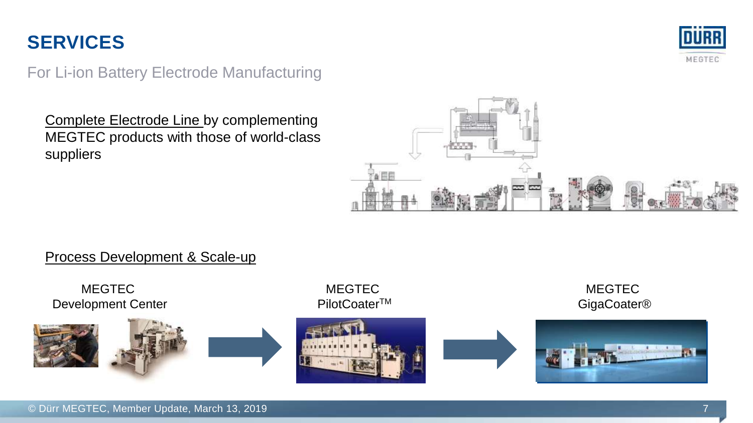# SERVICES

For Li-ion Battery Electrode Manufacturing

Complete Electrode Line by complementing MEGTEC products with those of world-class suppliers

Process Development & Scale-up

MEGTEC Development Center

MEGTEC PilotCoater™

MEGTEC GigaCoater®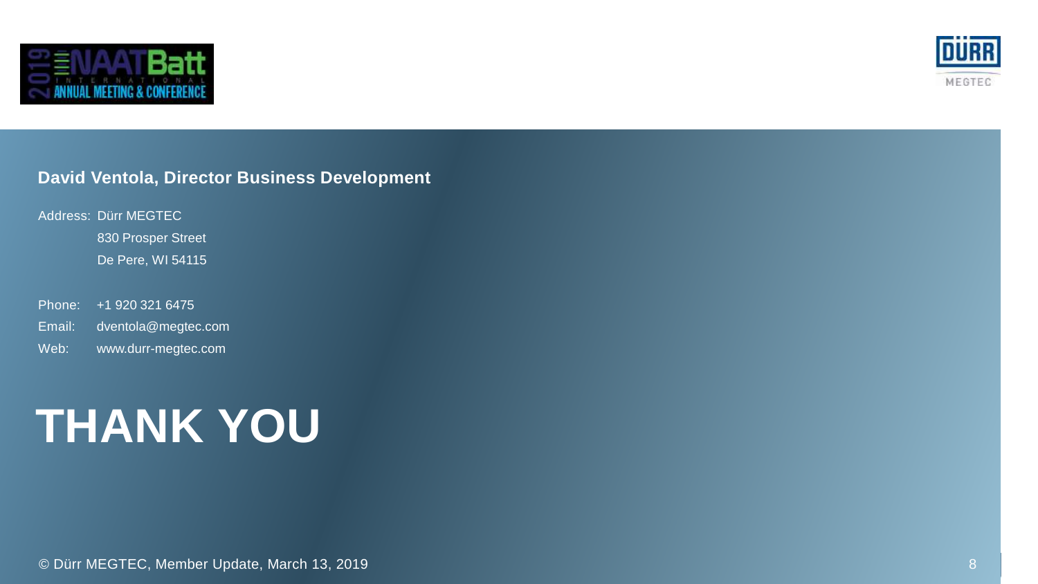**David Ventola, Director Business Development**

Address: Dürr MEGTEC
830 Prosper Street
De Pere, WI 54115

Phone: +1 920 321 6475
Email: dventola@megtec.com
Web: www.durr-megtec.com

# THANK YOU